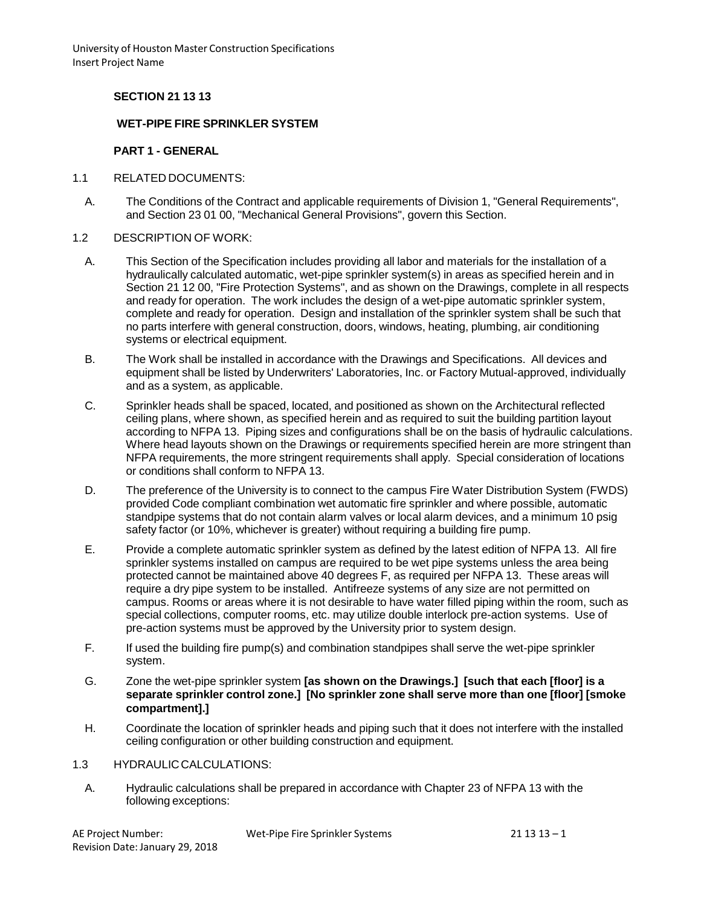## SECTION 21 13 13

## WET-PIPE FIRE SPRINKLER SYSTEM

### PART 1 - GENERAL

1.1 RELATED DOCUMENTS:

A. The Conditions of the Contract and applicable requirements of Division 1, "General Requirements", and Section 23 01 00, "Mechanical General Provisions", govern this Section.

1.2 DESCRIPTION OF WORK:

A. This Section of the Specification includes providing all labor and materials for the installation of a hydraulically calculated automatic, wet-pipe sprinkler system(s) in areas as specified herein and in Section 21 12 00, "Fire Protection Systems", and as shown on the Drawings, complete in all respects and ready for operation. The work includes the design of a wet-pipe automatic sprinkler system, complete and ready for operation. Design and installation of the sprinkler system shall be such that no parts interfere with general construction, doors, windows, heating, plumbing, air conditioning systems or electrical equipment.

B. The Work shall be installed in accordance with the Drawings and Specifications. All devices and equipment shall be listed by Underwriters' Laboratories, Inc. or Factory Mutual-approved, individually and as a system, as applicable.

C. Sprinkler heads shall be spaced, located, and positioned as shown on the Architectural reflected ceiling plans, where shown, as specified herein and as required to suit the building partition layout according to NFPA 13. Piping sizes and configurations shall be on the basis of hydraulic calculations. Where head layouts shown on the Drawings or requirements specified herein are more stringent than NFPA requirements, the more stringent requirements shall apply. Special consideration of locations or conditions shall conform to NFPA 13.

D. The preference of the University is to connect to the campus Fire Water Distribution System (FWDS) provided Code compliant combination wet automatic fire sprinkler and where possible, automatic standpipe systems that do not contain alarm valves or local alarm devices, and a minimum 10 psig safety factor (or 10%, whichever is greater) without requiring a building fire pump.

E. Provide a complete automatic sprinkler system as defined by the latest edition of NFPA 13. All fire sprinkler systems installed on campus are required to be wet pipe systems unless the area being protected cannot be maintained above 40 degrees F, as required per NFPA 13. These areas will require a dry pipe system to be installed. Antifreeze systems of any size are not permitted on campus. Rooms or areas where it is not desirable to have water filled piping within the room, such as special collections, computer rooms, etc. may utilize double interlock pre-action systems. Use of pre-action systems must be approved by the University prior to system design.

F. If used the building fire pump(s) and combination standpipes shall serve the wet-pipe sprinkler system.

G. Zone the wet-pipe sprinkler system **[as shown on the Drawings.] [such that each [floor] is a separate sprinkler control zone.] [No sprinkler zone shall serve more than one [floor] [smoke compartment].]**

H. Coordinate the location of sprinkler heads and piping such that it does not interfere with the installed ceiling configuration or other building construction and equipment.

1.3 HYDRAULIC CALCULATIONS:

A. Hydraulic calculations shall be prepared in accordance with Chapter 23 of NFPA 13 with the following exceptions: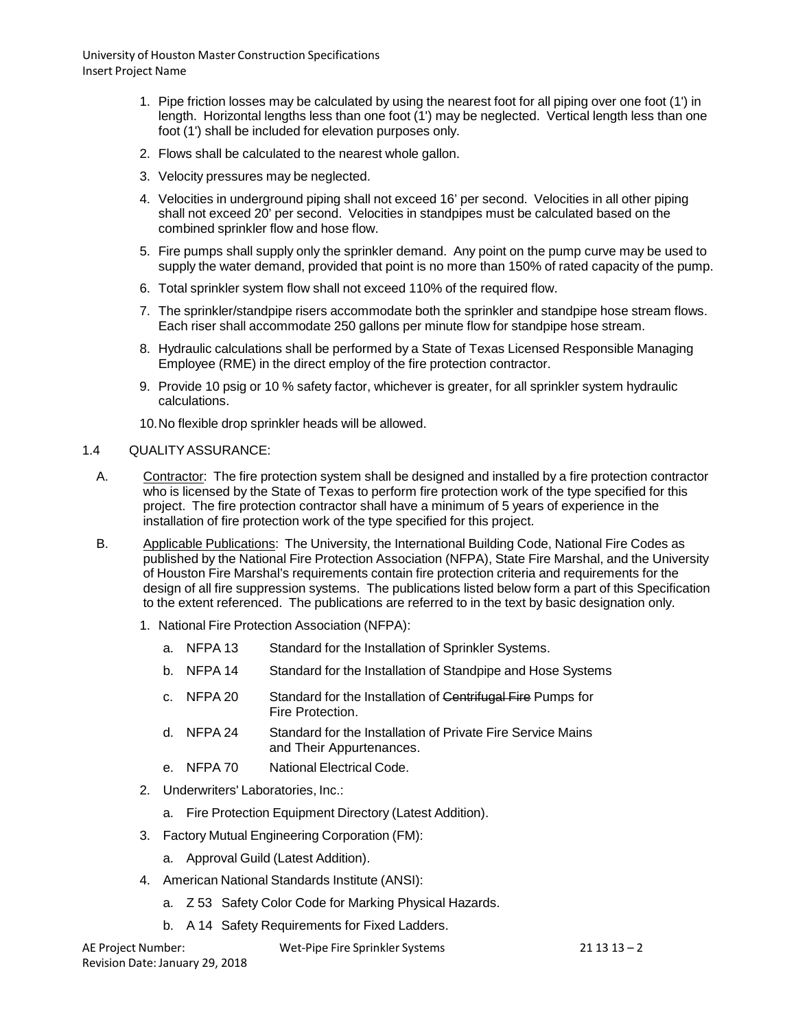1. Pipe friction losses may be calculated by using the nearest foot for all piping over one foot (1') in length. Horizontal lengths less than one foot (1') may be neglected. Vertical length less than one foot (1') shall be included for elevation purposes only.
2. Flows shall be calculated to the nearest whole gallon.
3. Velocity pressures may be neglected.
4. Velocities in underground piping shall not exceed 16' per second. Velocities in all other piping shall not exceed 20' per second. Velocities in standpipes must be calculated based on the combined sprinkler flow and hose flow.
5. Fire pumps shall supply only the sprinkler demand. Any point on the pump curve may be used to supply the water demand, provided that point is no more than 150% of rated capacity of the pump.
6. Total sprinkler system flow shall not exceed 110% of the required flow.
7. The sprinkler/standpipe risers accommodate both the sprinkler and standpipe hose stream flows. Each riser shall accommodate 250 gallons per minute flow for standpipe hose stream.
8. Hydraulic calculations shall be performed by a State of Texas Licensed Responsible Managing Employee (RME) in the direct employ of the fire protection contractor.
9. Provide 10 psig or 10 % safety factor, whichever is greater, for all sprinkler system hydraulic calculations.
10. No flexible drop sprinkler heads will be allowed.

## 1.4 QUALITY ASSURANCE:

A. Contractor: The fire protection system shall be designed and installed by a fire protection contractor who is licensed by the State of Texas to perform fire protection work of the type specified for this project. The fire protection contractor shall have a minimum of 5 years of experience in the installation of fire protection work of the type specified for this project.

B. Applicable Publications: The University, the International Building Code, National Fire Codes as published by the National Fire Protection Association (NFPA), State Fire Marshal, and the University of Houston Fire Marshal's requirements contain fire protection criteria and requirements for the design of all fire suppression systems. The publications listed below form a part of this Specification to the extent referenced. The publications are referred to in the text by basic designation only.

1. National Fire Protection Association (NFPA):
   - a. NFPA 13 Standard for the Installation of Sprinkler Systems.
   - b. NFPA 14 Standard for the Installation of Standpipe and Hose Systems
   - c. NFPA 20 Standard for the Installation of ~~Centrifugal Fire~~ Pumps for Fire Protection.
   - d. NFPA 24 Standard for the Installation of Private Fire Service Mains and Their Appurtenances.
   - e. NFPA 70 National Electrical Code.
2. Underwriters' Laboratories, Inc.:
   - a. Fire Protection Equipment Directory (Latest Addition).
3. Factory Mutual Engineering Corporation (FM):
   - a. Approval Guild (Latest Addition).
4. American National Standards Institute (ANSI):
   - a. Z 53 Safety Color Code for Marking Physical Hazards.
   - b. A 14 Safety Requirements for Fixed Ladders.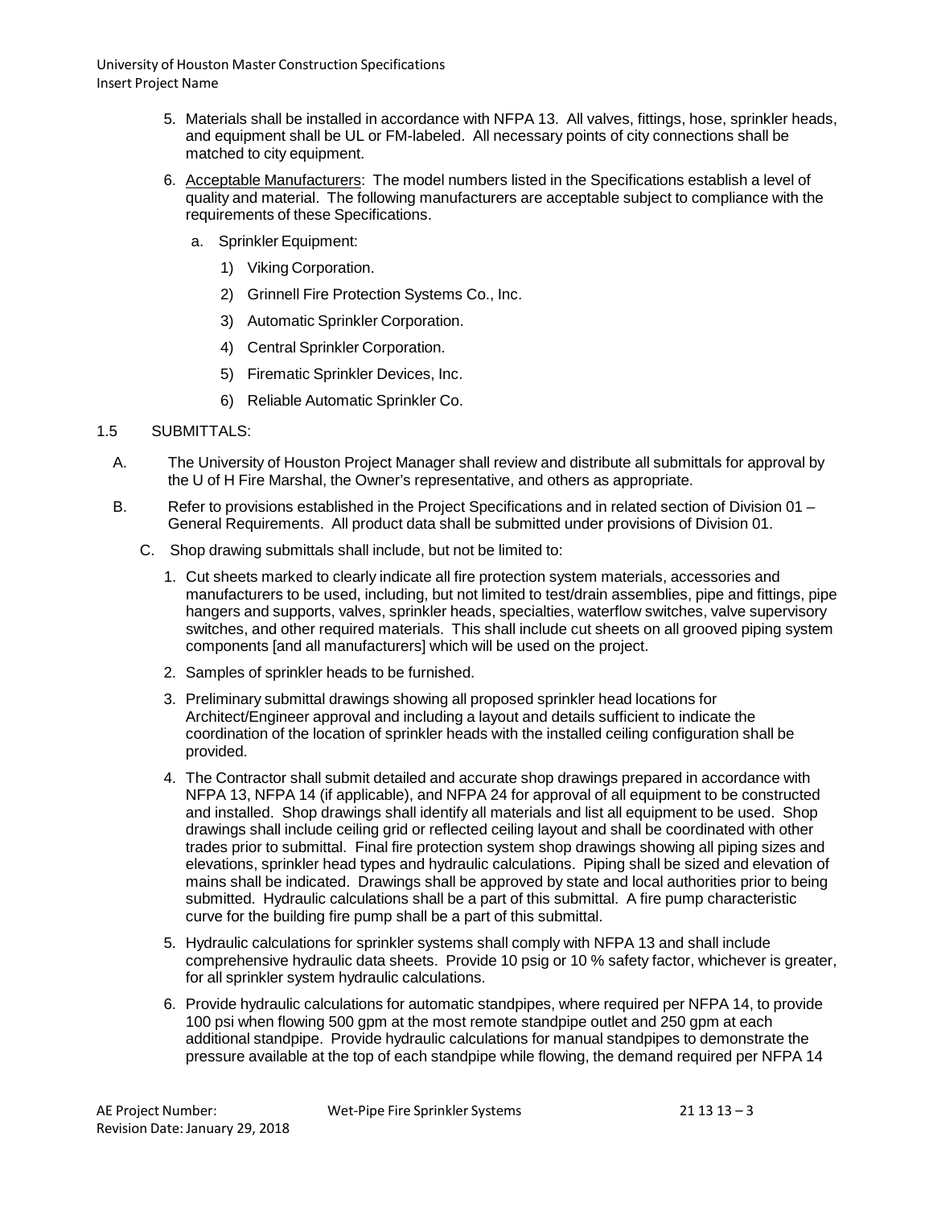5. Materials shall be installed in accordance with NFPA 13. All valves, fittings, hose, sprinkler heads, and equipment shall be UL or FM-labeled. All necessary points of city connections shall be matched to city equipment.

6. Acceptable Manufacturers: The model numbers listed in the Specifications establish a level of quality and material. The following manufacturers are acceptable subject to compliance with the requirements of these Specifications.

   a. Sprinkler Equipment:

      1) Viking Corporation.

      2) Grinnell Fire Protection Systems Co., Inc.

      3) Automatic Sprinkler Corporation.

      4) Central Sprinkler Corporation.

      5) Firematic Sprinkler Devices, Inc.

      6) Reliable Automatic Sprinkler Co.

## 1.5 SUBMITTALS:

A. The University of Houston Project Manager shall review and distribute all submittals for approval by the U of H Fire Marshal, the Owner's representative, and others as appropriate.

B. Refer to provisions established in the Project Specifications and in related section of Division 01 – General Requirements. All product data shall be submitted under provisions of Division 01.

C. Shop drawing submittals shall include, but not be limited to:

1. Cut sheets marked to clearly indicate all fire protection system materials, accessories and manufacturers to be used, including, but not limited to test/drain assemblies, pipe and fittings, pipe hangers and supports, valves, sprinkler heads, specialties, waterflow switches, valve supervisory switches, and other required materials. This shall include cut sheets on all grooved piping system components [and all manufacturers] which will be used on the project.

2. Samples of sprinkler heads to be furnished.

3. Preliminary submittal drawings showing all proposed sprinkler head locations for Architect/Engineer approval and including a layout and details sufficient to indicate the coordination of the location of sprinkler heads with the installed ceiling configuration shall be provided.

4. The Contractor shall submit detailed and accurate shop drawings prepared in accordance with NFPA 13, NFPA 14 (if applicable), and NFPA 24 for approval of all equipment to be constructed and installed. Shop drawings shall identify all materials and list all equipment to be used. Shop drawings shall include ceiling grid or reflected ceiling layout and shall be coordinated with other trades prior to submittal. Final fire protection system shop drawings showing all piping sizes and elevations, sprinkler head types and hydraulic calculations. Piping shall be sized and elevation of mains shall be indicated. Drawings shall be approved by state and local authorities prior to being submitted. Hydraulic calculations shall be a part of this submittal. A fire pump characteristic curve for the building fire pump shall be a part of this submittal.

5. Hydraulic calculations for sprinkler systems shall comply with NFPA 13 and shall include comprehensive hydraulic data sheets. Provide 10 psig or 10 % safety factor, whichever is greater, for all sprinkler system hydraulic calculations.

6. Provide hydraulic calculations for automatic standpipes, where required per NFPA 14, to provide 100 psi when flowing 500 gpm at the most remote standpipe outlet and 250 gpm at each additional standpipe. Provide hydraulic calculations for manual standpipes to demonstrate the pressure available at the top of each standpipe while flowing, the demand required per NFPA 14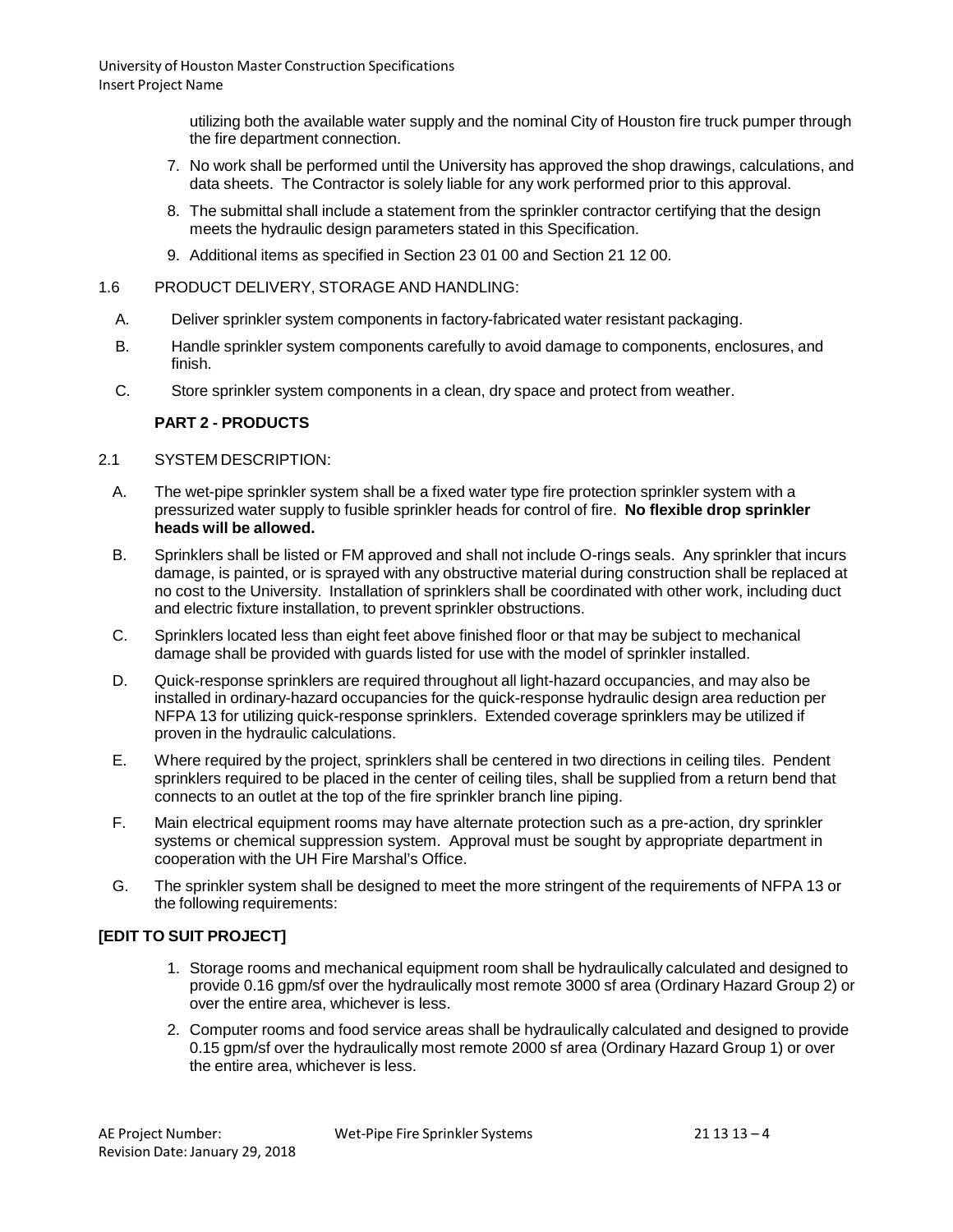utilizing both the available water supply and the nominal City of Houston fire truck pumper through the fire department connection.

7. No work shall be performed until the University has approved the shop drawings, calculations, and data sheets. The Contractor is solely liable for any work performed prior to this approval.
8. The submittal shall include a statement from the sprinkler contractor certifying that the design meets the hydraulic design parameters stated in this Specification.
9. Additional items as specified in Section 23 01 00 and Section 21 12 00.

1.6 PRODUCT DELIVERY, STORAGE AND HANDLING:

A. Deliver sprinkler system components in factory-fabricated water resistant packaging.

B. Handle sprinkler system components carefully to avoid damage to components, enclosures, and finish.

C. Store sprinkler system components in a clean, dry space and protect from weather.

## PART 2 - PRODUCTS

2.1 SYSTEM DESCRIPTION:

A. The wet-pipe sprinkler system shall be a fixed water type fire protection sprinkler system with a pressurized water supply to fusible sprinkler heads for control of fire. **No flexible drop sprinkler heads will be allowed.**

B. Sprinklers shall be listed or FM approved and shall not include O-rings seals. Any sprinkler that incurs damage, is painted, or is sprayed with any obstructive material during construction shall be replaced at no cost to the University. Installation of sprinklers shall be coordinated with other work, including duct and electric fixture installation, to prevent sprinkler obstructions.

C. Sprinklers located less than eight feet above finished floor or that may be subject to mechanical damage shall be provided with guards listed for use with the model of sprinkler installed.

D. Quick-response sprinklers are required throughout all light-hazard occupancies, and may also be installed in ordinary-hazard occupancies for the quick-response hydraulic design area reduction per NFPA 13 for utilizing quick-response sprinklers. Extended coverage sprinklers may be utilized if proven in the hydraulic calculations.

E. Where required by the project, sprinklers shall be centered in two directions in ceiling tiles. Pendent sprinklers required to be placed in the center of ceiling tiles, shall be supplied from a return bend that connects to an outlet at the top of the fire sprinkler branch line piping.

F. Main electrical equipment rooms may have alternate protection such as a pre-action, dry sprinkler systems or chemical suppression system. Approval must be sought by appropriate department in cooperation with the UH Fire Marshal's Office.

G. The sprinkler system shall be designed to meet the more stringent of the requirements of NFPA 13 or the following requirements:

**[EDIT TO SUIT PROJECT]**

1. Storage rooms and mechanical equipment room shall be hydraulically calculated and designed to provide 0.16 gpm/sf over the hydraulically most remote 3000 sf area (Ordinary Hazard Group 2) or over the entire area, whichever is less.
2. Computer rooms and food service areas shall be hydraulically calculated and designed to provide 0.15 gpm/sf over the hydraulically most remote 2000 sf area (Ordinary Hazard Group 1) or over the entire area, whichever is less.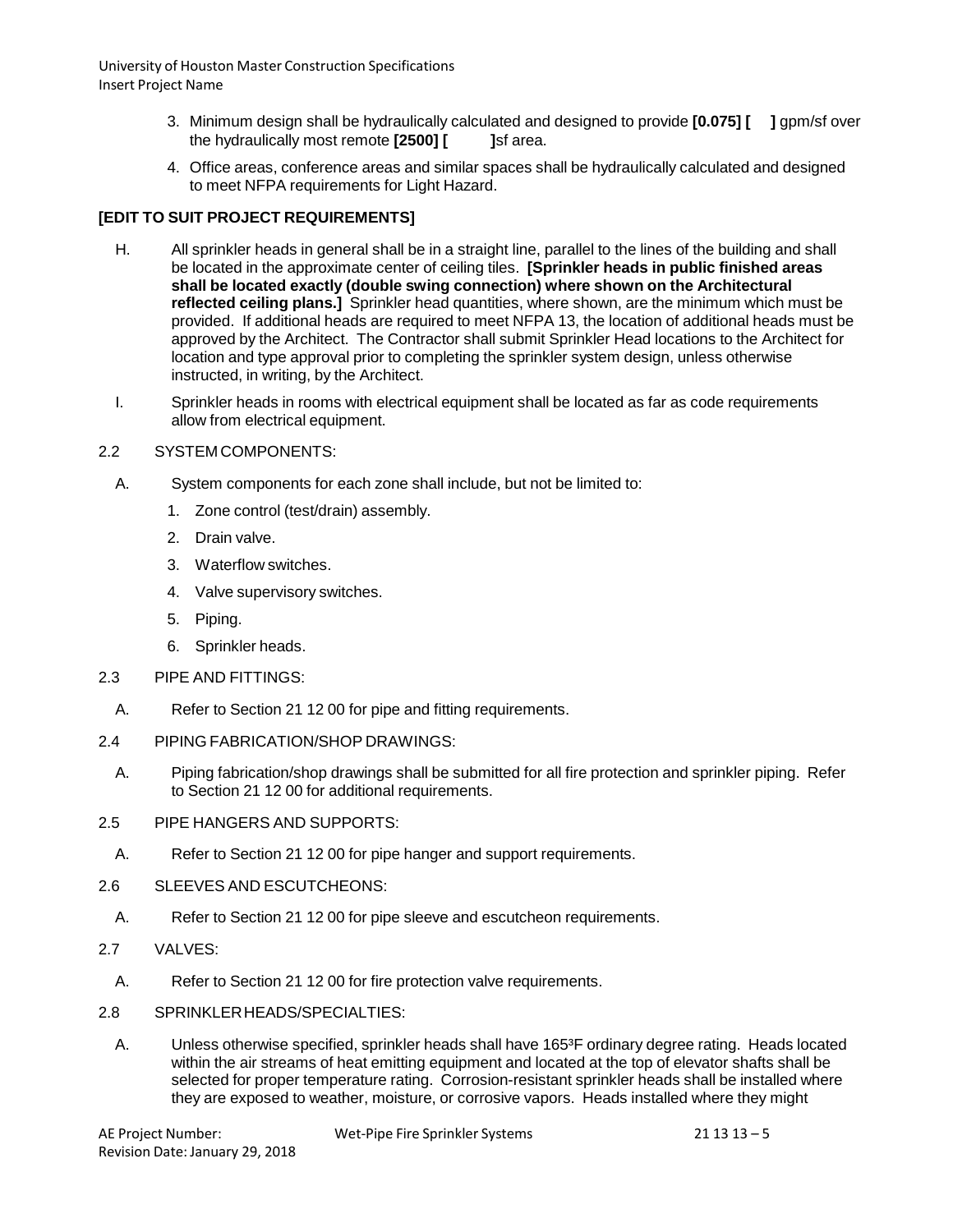3. Minimum design shall be hydraulically calculated and designed to provide **[0.075] [ ]** gpm/sf over the hydraulically most remote **[2500] [ ]**sf area.
4. Office areas, conference areas and similar spaces shall be hydraulically calculated and designed to meet NFPA requirements for Light Hazard.

**[EDIT TO SUIT PROJECT REQUIREMENTS]**

H. All sprinkler heads in general shall be in a straight line, parallel to the lines of the building and shall be located in the approximate center of ceiling tiles. **[Sprinkler heads in public finished areas shall be located exactly (double swing connection) where shown on the Architectural reflected ceiling plans.]** Sprinkler head quantities, where shown, are the minimum which must be provided. If additional heads are required to meet NFPA 13, the location of additional heads must be approved by the Architect. The Contractor shall submit Sprinkler Head locations to the Architect for location and type approval prior to completing the sprinkler system design, unless otherwise instructed, in writing, by the Architect.

I. Sprinkler heads in rooms with electrical equipment shall be located as far as code requirements allow from electrical equipment.

2.2 SYSTEM COMPONENTS:

A. System components for each zone shall include, but not be limited to:
1. Zone control (test/drain) assembly.
2. Drain valve.
3. Waterflow switches.
4. Valve supervisory switches.
5. Piping.
6. Sprinkler heads.

2.3 PIPE AND FITTINGS:

A. Refer to Section 21 12 00 for pipe and fitting requirements.

2.4 PIPING FABRICATION/SHOP DRAWINGS:

A. Piping fabrication/shop drawings shall be submitted for all fire protection and sprinkler piping. Refer to Section 21 12 00 for additional requirements.

2.5 PIPE HANGERS AND SUPPORTS:

A. Refer to Section 21 12 00 for pipe hanger and support requirements.

2.6 SLEEVES AND ESCUTCHEONS:

A. Refer to Section 21 12 00 for pipe sleeve and escutcheon requirements.

2.7 VALVES:

A. Refer to Section 21 12 00 for fire protection valve requirements.

2.8 SPRINKLER HEADS/SPECIALTIES:

A. Unless otherwise specified, sprinkler heads shall have 165°F ordinary degree rating. Heads located within the air streams of heat emitting equipment and located at the top of elevator shafts shall be selected for proper temperature rating. Corrosion-resistant sprinkler heads shall be installed where they are exposed to weather, moisture, or corrosive vapors. Heads installed where they might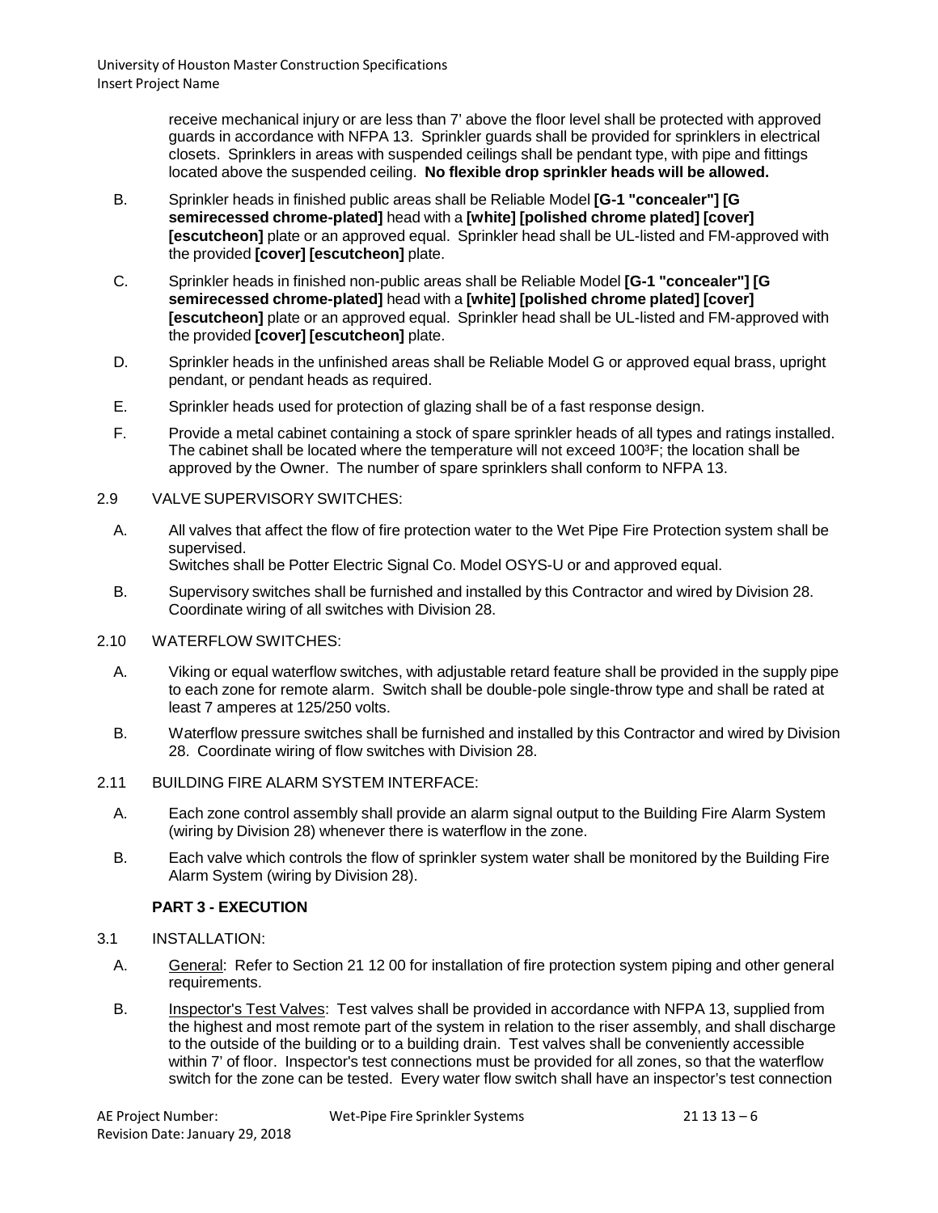receive mechanical injury or are less than 7' above the floor level shall be protected with approved guards in accordance with NFPA 13. Sprinkler guards shall be provided for sprinklers in electrical closets. Sprinklers in areas with suspended ceilings shall be pendant type, with pipe and fittings located above the suspended ceiling. **No flexible drop sprinkler heads will be allowed.**

B. Sprinkler heads in finished public areas shall be Reliable Model **[G-1 "concealer"] [G semirecessed chrome-plated]** head with a **[white] [polished chrome plated] [cover] [escutcheon]** plate or an approved equal. Sprinkler head shall be UL-listed and FM-approved with the provided **[cover] [escutcheon]** plate.

C. Sprinkler heads in finished non-public areas shall be Reliable Model **[G-1 "concealer"] [G semirecessed chrome-plated]** head with a **[white] [polished chrome plated] [cover] [escutcheon]** plate or an approved equal. Sprinkler head shall be UL-listed and FM-approved with the provided **[cover] [escutcheon]** plate.

D. Sprinkler heads in the unfinished areas shall be Reliable Model G or approved equal brass, upright pendant, or pendant heads as required.

E. Sprinkler heads used for protection of glazing shall be of a fast response design.

F. Provide a metal cabinet containing a stock of spare sprinkler heads of all types and ratings installed. The cabinet shall be located where the temperature will not exceed 100ºF; the location shall be approved by the Owner. The number of spare sprinklers shall conform to NFPA 13.

2.9 VALVE SUPERVISORY SWITCHES:

A. All valves that affect the flow of fire protection water to the Wet Pipe Fire Protection system shall be supervised.
Switches shall be Potter Electric Signal Co. Model OSYS-U or and approved equal.

B. Supervisory switches shall be furnished and installed by this Contractor and wired by Division 28. Coordinate wiring of all switches with Division 28.

2.10 WATERFLOW SWITCHES:

A. Viking or equal waterflow switches, with adjustable retard feature shall be provided in the supply pipe to each zone for remote alarm. Switch shall be double-pole single-throw type and shall be rated at least 7 amperes at 125/250 volts.

B. Waterflow pressure switches shall be furnished and installed by this Contractor and wired by Division 28. Coordinate wiring of flow switches with Division 28.

2.11 BUILDING FIRE ALARM SYSTEM INTERFACE:

A. Each zone control assembly shall provide an alarm signal output to the Building Fire Alarm System (wiring by Division 28) whenever there is waterflow in the zone.

B. Each valve which controls the flow of sprinkler system water shall be monitored by the Building Fire Alarm System (wiring by Division 28).

## PART 3 - EXECUTION

3.1 INSTALLATION:

A. General: Refer to Section 21 12 00 for installation of fire protection system piping and other general requirements.

B. Inspector's Test Valves: Test valves shall be provided in accordance with NFPA 13, supplied from the highest and most remote part of the system in relation to the riser assembly, and shall discharge to the outside of the building or to a building drain. Test valves shall be conveniently accessible within 7' of floor. Inspector's test connections must be provided for all zones, so that the waterflow switch for the zone can be tested. Every water flow switch shall have an inspector's test connection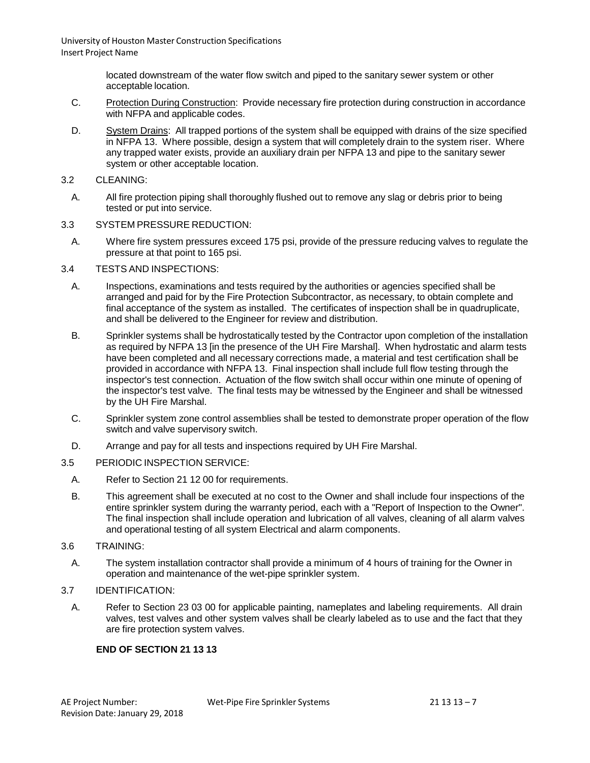located downstream of the water flow switch and piped to the sanitary sewer system or other acceptable location.

C. Protection During Construction: Provide necessary fire protection during construction in accordance with NFPA and applicable codes.

D. System Drains: All trapped portions of the system shall be equipped with drains of the size specified in NFPA 13. Where possible, design a system that will completely drain to the system riser. Where any trapped water exists, provide an auxiliary drain per NFPA 13 and pipe to the sanitary sewer system or other acceptable location.

3.2 CLEANING:

A. All fire protection piping shall thoroughly flushed out to remove any slag or debris prior to being tested or put into service.

3.3 SYSTEM PRESSURE REDUCTION:

A. Where fire system pressures exceed 175 psi, provide of the pressure reducing valves to regulate the pressure at that point to 165 psi.

3.4 TESTS AND INSPECTIONS:

A. Inspections, examinations and tests required by the authorities or agencies specified shall be arranged and paid for by the Fire Protection Subcontractor, as necessary, to obtain complete and final acceptance of the system as installed. The certificates of inspection shall be in quadruplicate, and shall be delivered to the Engineer for review and distribution.

B. Sprinkler systems shall be hydrostatically tested by the Contractor upon completion of the installation as required by NFPA 13 [in the presence of the UH Fire Marshal]. When hydrostatic and alarm tests have been completed and all necessary corrections made, a material and test certification shall be provided in accordance with NFPA 13. Final inspection shall include full flow testing through the inspector's test connection. Actuation of the flow switch shall occur within one minute of opening of the inspector's test valve. The final tests may be witnessed by the Engineer and shall be witnessed by the UH Fire Marshal.

C. Sprinkler system zone control assemblies shall be tested to demonstrate proper operation of the flow switch and valve supervisory switch.

D. Arrange and pay for all tests and inspections required by UH Fire Marshal.

3.5 PERIODIC INSPECTION SERVICE:

A. Refer to Section 21 12 00 for requirements.

B. This agreement shall be executed at no cost to the Owner and shall include four inspections of the entire sprinkler system during the warranty period, each with a "Report of Inspection to the Owner". The final inspection shall include operation and lubrication of all valves, cleaning of all alarm valves and operational testing of all system Electrical and alarm components.

3.6 TRAINING:

A. The system installation contractor shall provide a minimum of 4 hours of training for the Owner in operation and maintenance of the wet-pipe sprinkler system.

3.7 IDENTIFICATION:

A. Refer to Section 23 03 00 for applicable painting, nameplates and labeling requirements. All drain valves, test valves and other system valves shall be clearly labeled as to use and the fact that they are fire protection system valves.

**END OF SECTION 21 13 13**